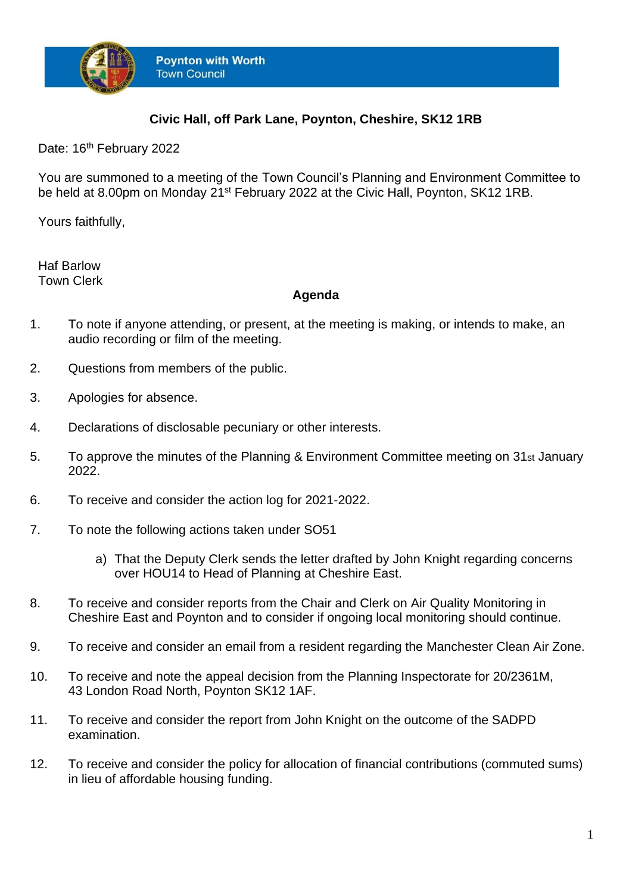**Poynton with Worth**
Town Council

**Civic Hall, off Park Lane, Poynton, Cheshire, SK12 1RB**

Date: 16th February 2022

You are summoned to a meeting of the Town Council's Planning and Environment Committee to be held at 8.00pm on Monday 21st February 2022 at the Civic Hall, Poynton, SK12 1RB.

Yours faithfully,

Haf Barlow
Town Clerk

## Agenda

1. To note if anyone attending, or present, at the meeting is making, or intends to make, an audio recording or film of the meeting.

2. Questions from members of the public.

3. Apologies for absence.

4. Declarations of disclosable pecuniary or other interests.

5. To approve the minutes of the Planning & Environment Committee meeting on 31st January 2022.

6. To receive and consider the action log for 2021-2022.

7. To note the following actions taken under SO51

   a) That the Deputy Clerk sends the letter drafted by John Knight regarding concerns over HOU14 to Head of Planning at Cheshire East.

8. To receive and consider reports from the Chair and Clerk on Air Quality Monitoring in Cheshire East and Poynton and to consider if ongoing local monitoring should continue.

9. To receive and consider an email from a resident regarding the Manchester Clean Air Zone.

10. To receive and note the appeal decision from the Planning Inspectorate for 20/2361M, 43 London Road North, Poynton SK12 1AF.

11. To receive and consider the report from John Knight on the outcome of the SADPD examination.

12. To receive and consider the policy for allocation of financial contributions (commuted sums) in lieu of affordable housing funding.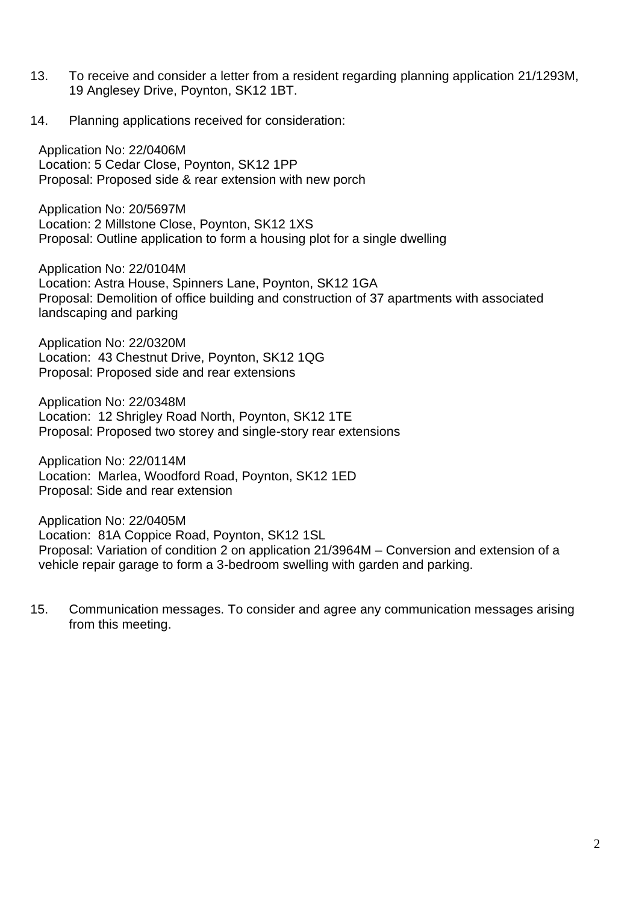13. To receive and consider a letter from a resident regarding planning application 21/1293M, 19 Anglesey Drive, Poynton, SK12 1BT.

14. Planning applications received for consideration:

Application No: 22/0406M
Location: 5 Cedar Close, Poynton, SK12 1PP
Proposal: Proposed side & rear extension with new porch

Application No: 20/5697M
Location: 2 Millstone Close, Poynton, SK12 1XS
Proposal: Outline application to form a housing plot for a single dwelling

Application No: 22/0104M
Location: Astra House, Spinners Lane, Poynton, SK12 1GA
Proposal: Demolition of office building and construction of 37 apartments with associated landscaping and parking

Application No: 22/0320M
Location: 43 Chestnut Drive, Poynton, SK12 1QG
Proposal: Proposed side and rear extensions

Application No: 22/0348M
Location: 12 Shrigley Road North, Poynton, SK12 1TE
Proposal: Proposed two storey and single-story rear extensions

Application No: 22/0114M
Location: Marlea, Woodford Road, Poynton, SK12 1ED
Proposal: Side and rear extension

Application No: 22/0405M
Location: 81A Coppice Road, Poynton, SK12 1SL
Proposal: Variation of condition 2 on application 21/3964M – Conversion and extension of a vehicle repair garage to form a 3-bedroom swelling with garden and parking.

15. Communication messages. To consider and agree any communication messages arising from this meeting.